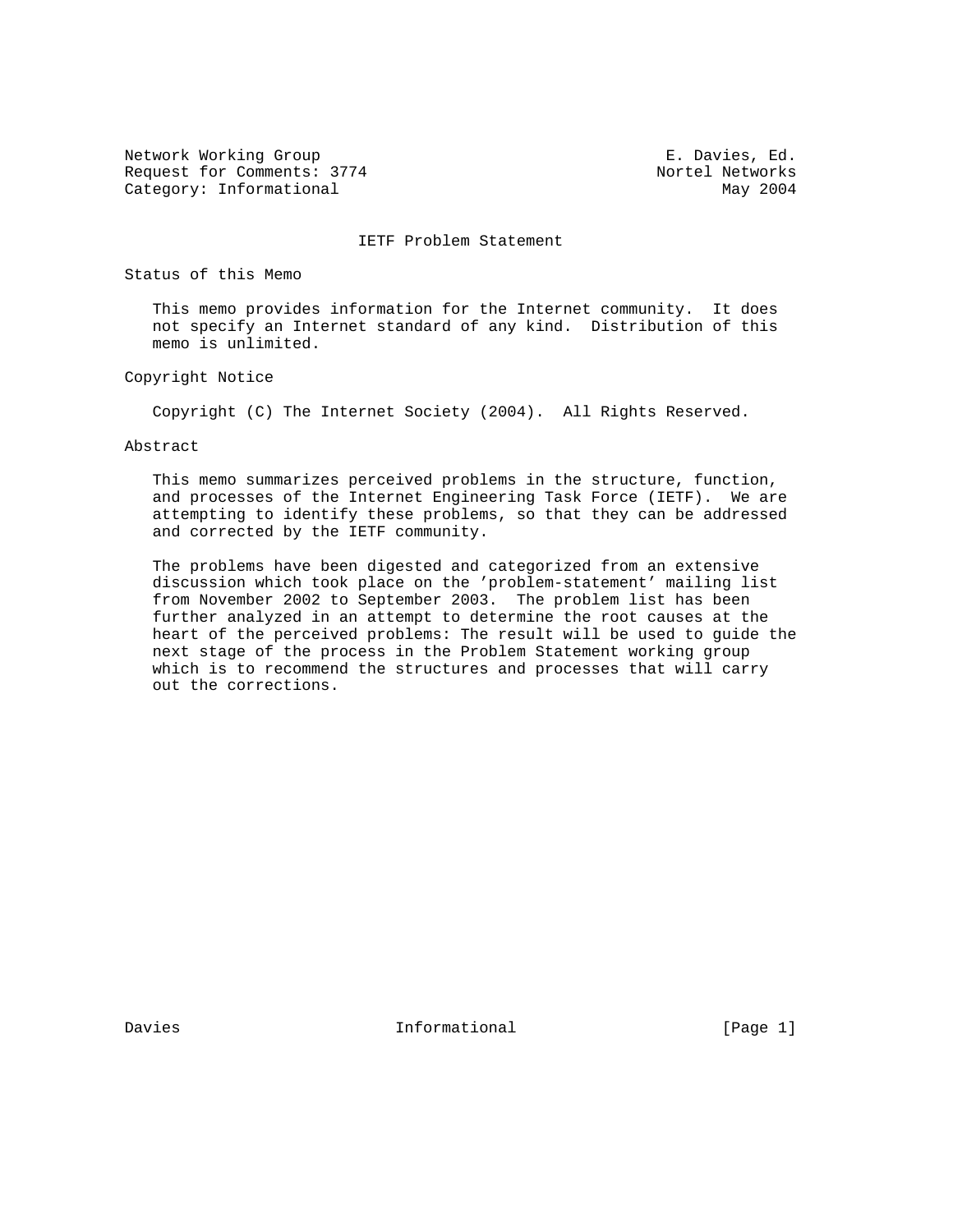Network Working Group E. Davies, Ed.
Request for Comments: 3774 Nortel Networks
Category: Informational May 2004

# IETF Problem Statement

## Status of this Memo

This memo provides information for the Internet community. It does not specify an Internet standard of any kind. Distribution of this memo is unlimited.

## Copyright Notice

Copyright (C) The Internet Society (2004). All Rights Reserved.

## Abstract

This memo summarizes perceived problems in the structure, function, and processes of the Internet Engineering Task Force (IETF). We are attempting to identify these problems, so that they can be addressed and corrected by the IETF community.

The problems have been digested and categorized from an extensive discussion which took place on the 'problem-statement' mailing list from November 2002 to September 2003. The problem list has been further analyzed in an attempt to determine the root causes at the heart of the perceived problems: The result will be used to guide the next stage of the process in the Problem Statement working group which is to recommend the structures and processes that will carry out the corrections.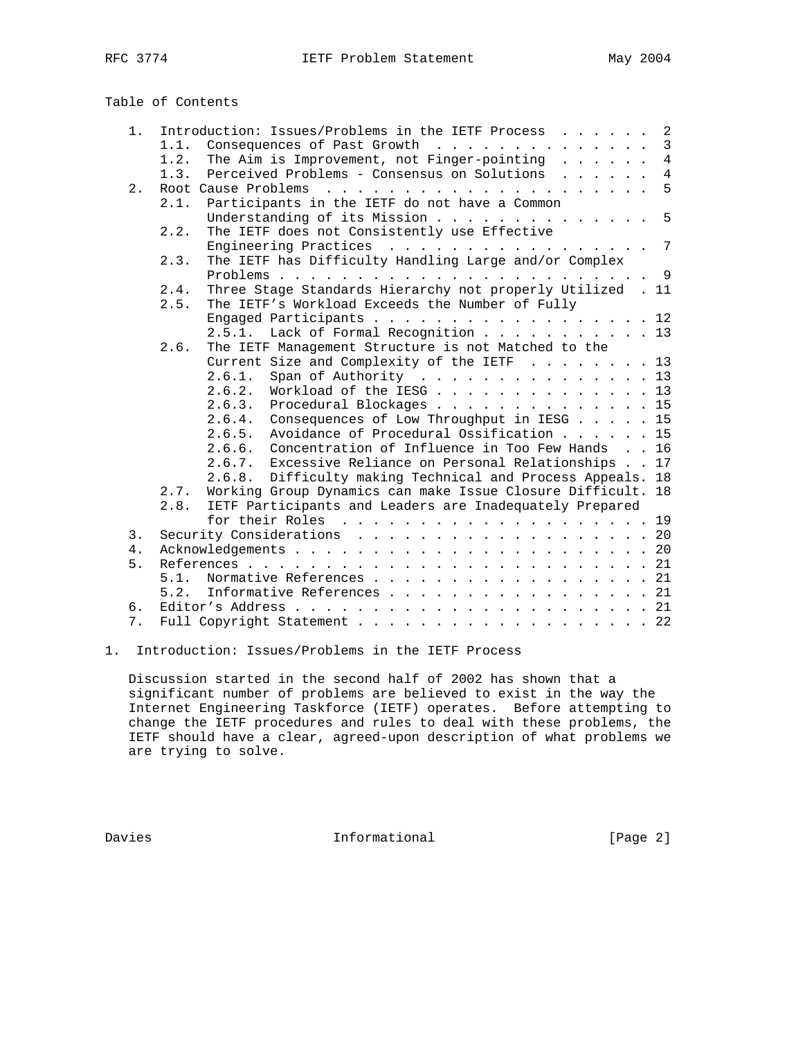## Table of Contents

- 1. Introduction: Issues/Problems in the IETF Process . . . . . . 2
  - 1.1. Consequences of Past Growth . . . . . . . . . . . . . . 3
  - 1.2. The Aim is Improvement, not Finger-pointing . . . . . . 4
  - 1.3. Perceived Problems - Consensus on Solutions . . . . . . 4
- 2. Root Cause Problems . . . . . . . . . . . . . . . . . . . . . 5
  - 2.1. Participants in the IETF do not have a Common Understanding of its Mission . . . . . . . . . . . . . . 5
  - 2.2. The IETF does not Consistently use Effective Engineering Practices . . . . . . . . . . . . . . . . . 7
  - 2.3. The IETF has Difficulty Handling Large and/or Complex Problems . . . . . . . . . . . . . . . . . . . . . . . . 9
  - 2.4. Three Stage Standards Hierarchy not properly Utilized . 11
  - 2.5. The IETF's Workload Exceeds the Number of Fully Engaged Participants . . . . . . . . . . . . . . . . . . 12
    - 2.5.1. Lack of Formal Recognition . . . . . . . . . . . 13
  - 2.6. The IETF Management Structure is not Matched to the Current Size and Complexity of the IETF . . . . . . . . 13
    - 2.6.1. Span of Authority . . . . . . . . . . . . . . . 13
    - 2.6.2. Workload of the IESG . . . . . . . . . . . . . . 13
    - 2.6.3. Procedural Blockages . . . . . . . . . . . . . . 15
    - 2.6.4. Consequences of Low Throughput in IESG . . . . . 15
    - 2.6.5. Avoidance of Procedural Ossification . . . . . . 15
    - 2.6.6. Concentration of Influence in Too Few Hands . . 16
    - 2.6.7. Excessive Reliance on Personal Relationships . . 17
    - 2.6.8. Difficulty making Technical and Process Appeals. 18
  - 2.7. Working Group Dynamics can make Issue Closure Difficult. 18
  - 2.8. IETF Participants and Leaders are Inadequately Prepared for their Roles . . . . . . . . . . . . . . . . . . . . . 19
- 3. Security Considerations . . . . . . . . . . . . . . . . . . . 20
- 4. Acknowledgements . . . . . . . . . . . . . . . . . . . . . . . 20
- 5. References . . . . . . . . . . . . . . . . . . . . . . . . . 21
  - 5.1. Normative References . . . . . . . . . . . . . . . . . . 21
  - 5.2. Informative References . . . . . . . . . . . . . . . . . 21
- 6. Editor's Address . . . . . . . . . . . . . . . . . . . . . . . 21
- 7. Full Copyright Statement . . . . . . . . . . . . . . . . . . . 22

## 1. Introduction: Issues/Problems in the IETF Process

Discussion started in the second half of 2002 has shown that a significant number of problems are believed to exist in the way the Internet Engineering Taskforce (IETF) operates. Before attempting to change the IETF procedures and rules to deal with these problems, the IETF should have a clear, agreed-upon description of what problems we are trying to solve.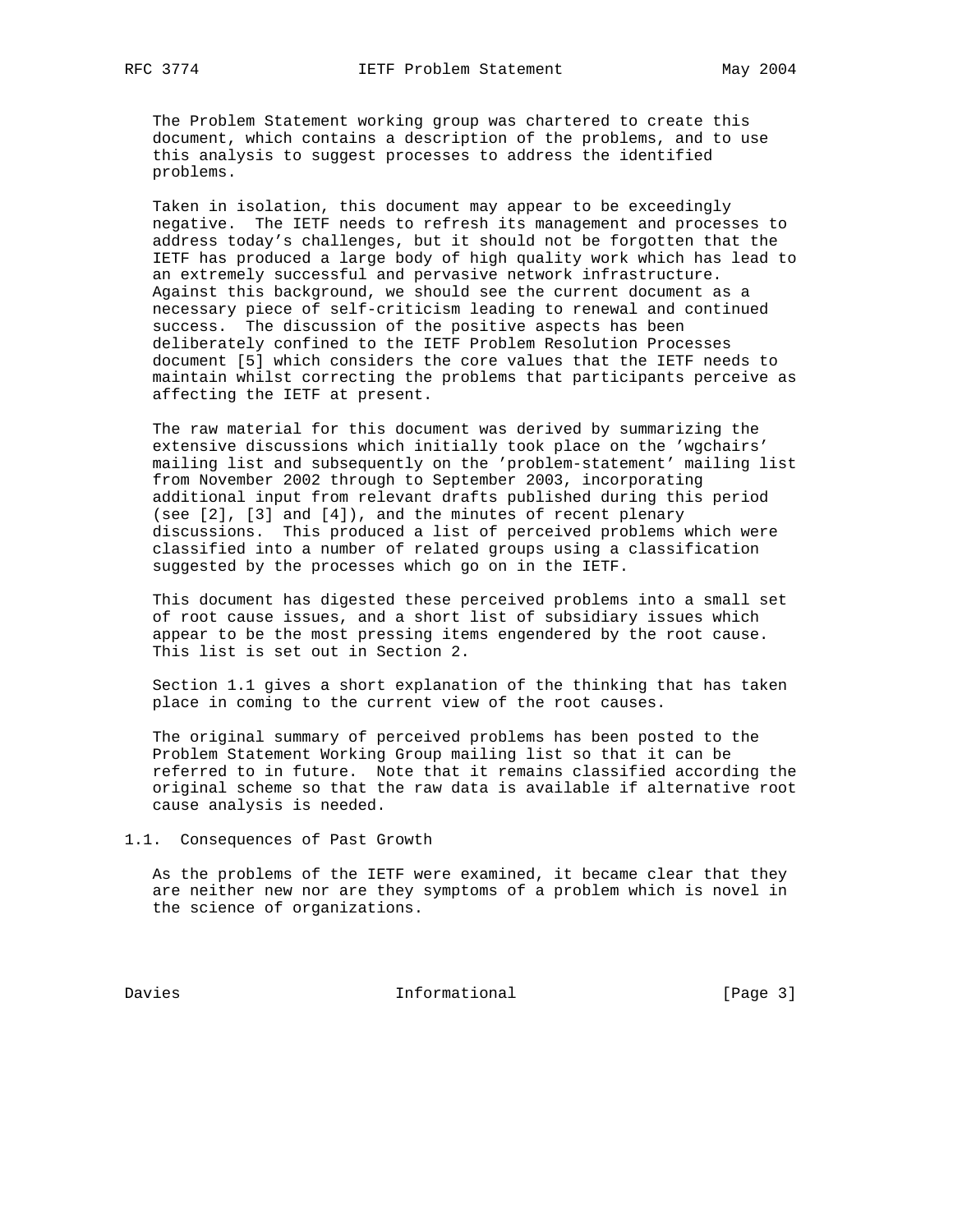The Problem Statement working group was chartered to create this document, which contains a description of the problems, and to use this analysis to suggest processes to address the identified problems.

Taken in isolation, this document may appear to be exceedingly negative. The IETF needs to refresh its management and processes to address today's challenges, but it should not be forgotten that the IETF has produced a large body of high quality work which has lead to an extremely successful and pervasive network infrastructure. Against this background, we should see the current document as a necessary piece of self-criticism leading to renewal and continued success. The discussion of the positive aspects has been deliberately confined to the IETF Problem Resolution Processes document [5] which considers the core values that the IETF needs to maintain whilst correcting the problems that participants perceive as affecting the IETF at present.

The raw material for this document was derived by summarizing the extensive discussions which initially took place on the 'wgchairs' mailing list and subsequently on the 'problem-statement' mailing list from November 2002 through to September 2003, incorporating additional input from relevant drafts published during this period (see [2], [3] and [4]), and the minutes of recent plenary discussions. This produced a list of perceived problems which were classified into a number of related groups using a classification suggested by the processes which go on in the IETF.

This document has digested these perceived problems into a small set of root cause issues, and a short list of subsidiary issues which appear to be the most pressing items engendered by the root cause. This list is set out in Section 2.

Section 1.1 gives a short explanation of the thinking that has taken place in coming to the current view of the root causes.

The original summary of perceived problems has been posted to the Problem Statement Working Group mailing list so that it can be referred to in future. Note that it remains classified according the original scheme so that the raw data is available if alternative root cause analysis is needed.

## 1.1. Consequences of Past Growth

As the problems of the IETF were examined, it became clear that they are neither new nor are they symptoms of a problem which is novel in the science of organizations.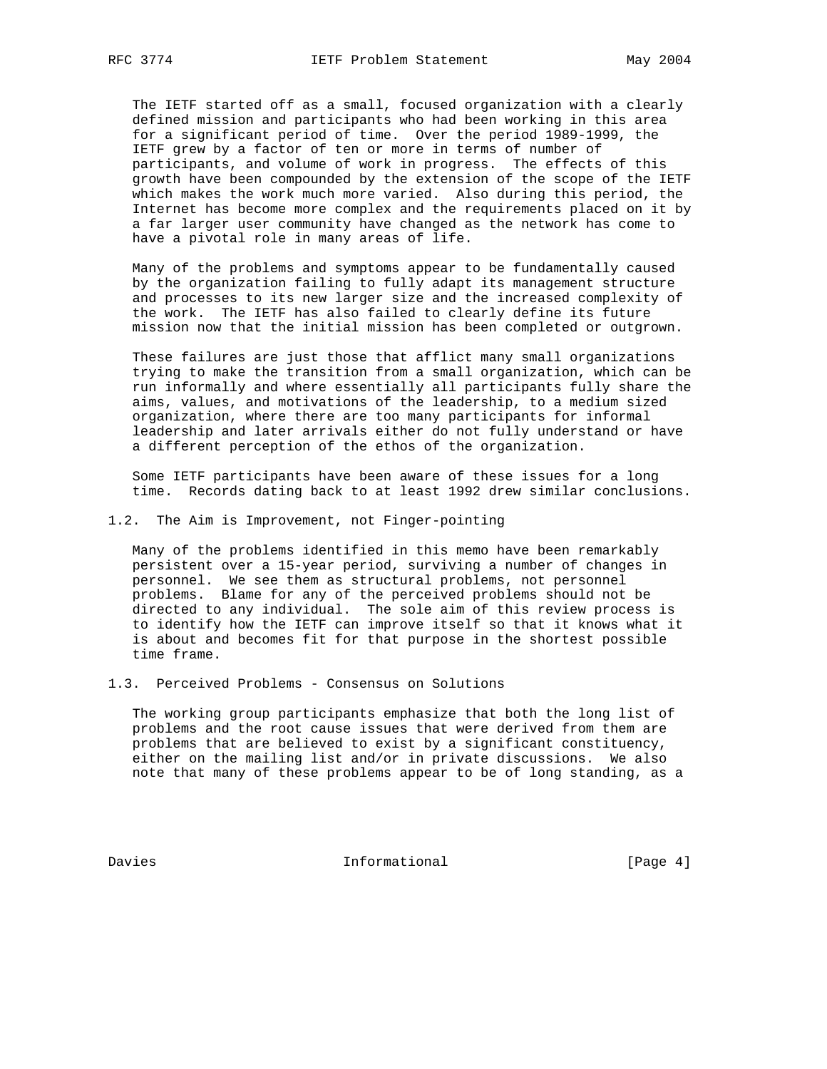The IETF started off as a small, focused organization with a clearly defined mission and participants who had been working in this area for a significant period of time. Over the period 1989-1999, the IETF grew by a factor of ten or more in terms of number of participants, and volume of work in progress. The effects of this growth have been compounded by the extension of the scope of the IETF which makes the work much more varied. Also during this period, the Internet has become more complex and the requirements placed on it by a far larger user community have changed as the network has come to have a pivotal role in many areas of life.

Many of the problems and symptoms appear to be fundamentally caused by the organization failing to fully adapt its management structure and processes to its new larger size and the increased complexity of the work. The IETF has also failed to clearly define its future mission now that the initial mission has been completed or outgrown.

These failures are just those that afflict many small organizations trying to make the transition from a small organization, which can be run informally and where essentially all participants fully share the aims, values, and motivations of the leadership, to a medium sized organization, where there are too many participants for informal leadership and later arrivals either do not fully understand or have a different perception of the ethos of the organization.

Some IETF participants have been aware of these issues for a long time. Records dating back to at least 1992 drew similar conclusions.

### 1.2. The Aim is Improvement, not Finger-pointing

Many of the problems identified in this memo have been remarkably persistent over a 15-year period, surviving a number of changes in personnel. We see them as structural problems, not personnel problems. Blame for any of the perceived problems should not be directed to any individual. The sole aim of this review process is to identify how the IETF can improve itself so that it knows what it is about and becomes fit for that purpose in the shortest possible time frame.

### 1.3. Perceived Problems - Consensus on Solutions

The working group participants emphasize that both the long list of problems and the root cause issues that were derived from them are problems that are believed to exist by a significant constituency, either on the mailing list and/or in private discussions. We also note that many of these problems appear to be of long standing, as a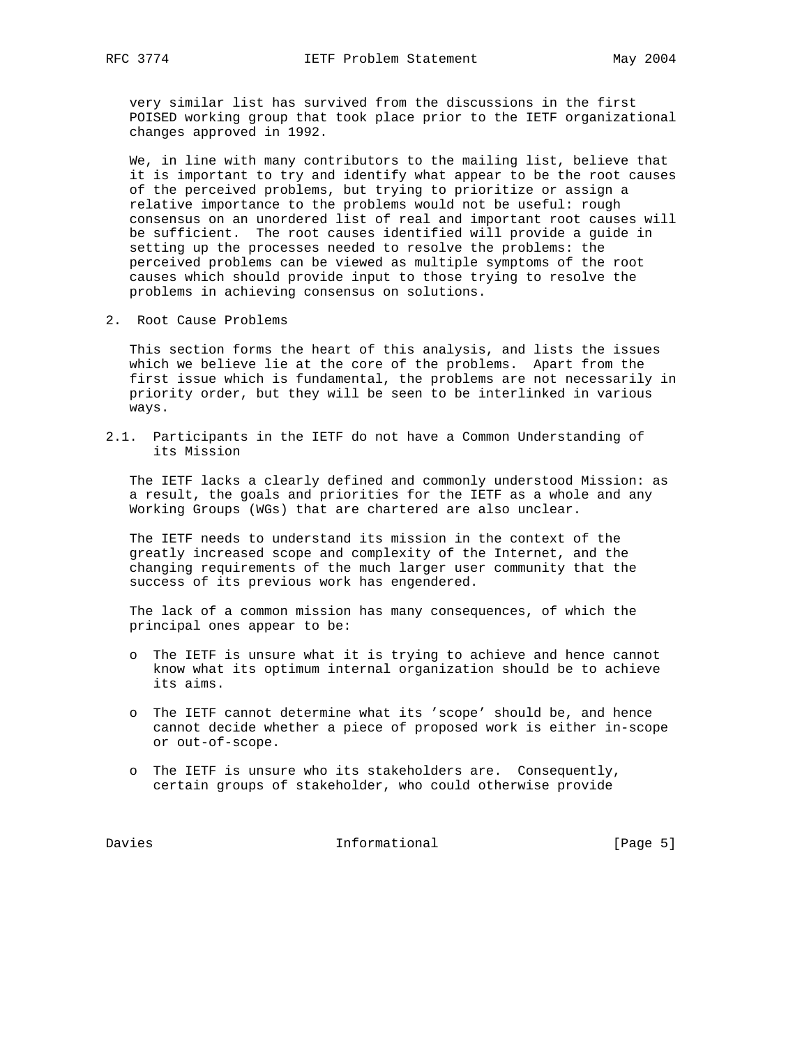very similar list has survived from the discussions in the first POISED working group that took place prior to the IETF organizational changes approved in 1992.

We, in line with many contributors to the mailing list, believe that it is important to try and identify what appear to be the root causes of the perceived problems, but trying to prioritize or assign a relative importance to the problems would not be useful: rough consensus on an unordered list of real and important root causes will be sufficient. The root causes identified will provide a guide in setting up the processes needed to resolve the problems: the perceived problems can be viewed as multiple symptoms of the root causes which should provide input to those trying to resolve the problems in achieving consensus on solutions.

## 2. Root Cause Problems

This section forms the heart of this analysis, and lists the issues which we believe lie at the core of the problems. Apart from the first issue which is fundamental, the problems are not necessarily in priority order, but they will be seen to be interlinked in various ways.

### 2.1. Participants in the IETF do not have a Common Understanding of its Mission

The IETF lacks a clearly defined and commonly understood Mission: as a result, the goals and priorities for the IETF as a whole and any Working Groups (WGs) that are chartered are also unclear.

The IETF needs to understand its mission in the context of the greatly increased scope and complexity of the Internet, and the changing requirements of the much larger user community that the success of its previous work has engendered.

The lack of a common mission has many consequences, of which the principal ones appear to be:

- The IETF is unsure what it is trying to achieve and hence cannot know what its optimum internal organization should be to achieve its aims.
- The IETF cannot determine what its 'scope' should be, and hence cannot decide whether a piece of proposed work is either in-scope or out-of-scope.
- The IETF is unsure who its stakeholders are. Consequently, certain groups of stakeholder, who could otherwise provide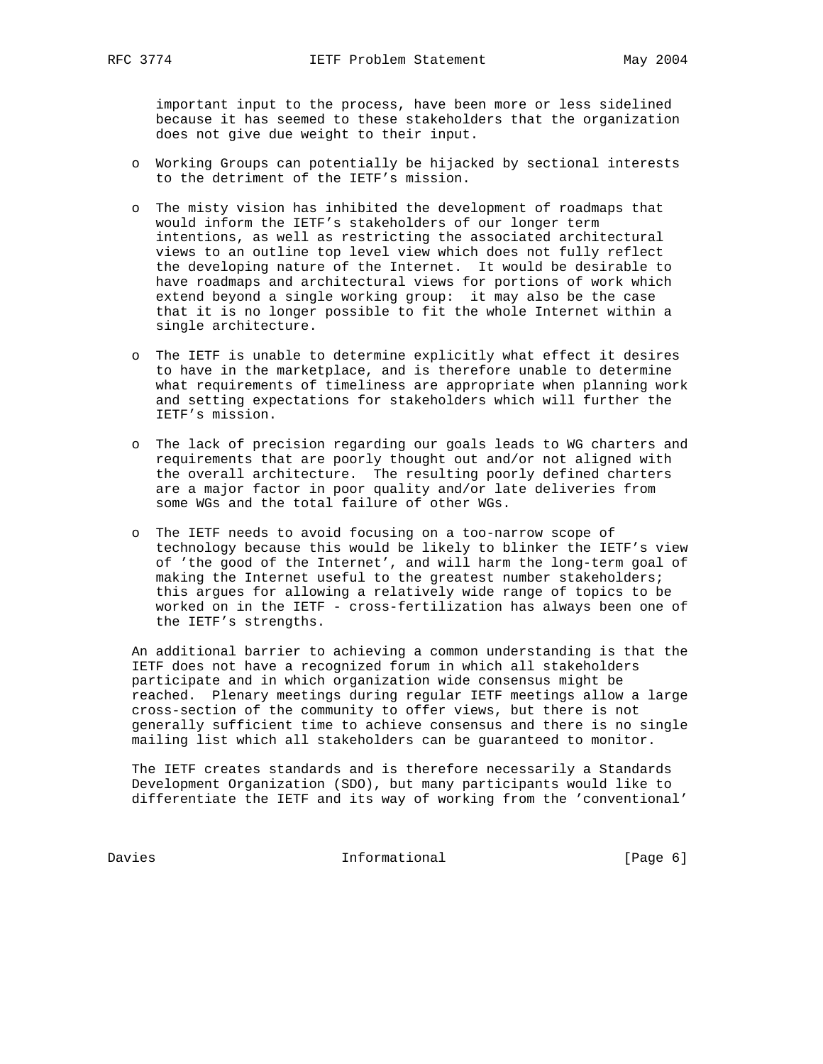important input to the process, have been more or less sidelined because it has seemed to these stakeholders that the organization does not give due weight to their input.

- Working Groups can potentially be hijacked by sectional interests to the detriment of the IETF's mission.

- The misty vision has inhibited the development of roadmaps that would inform the IETF's stakeholders of our longer term intentions, as well as restricting the associated architectural views to an outline top level view which does not fully reflect the developing nature of the Internet. It would be desirable to have roadmaps and architectural views for portions of work which extend beyond a single working group: it may also be the case that it is no longer possible to fit the whole Internet within a single architecture.

- The IETF is unable to determine explicitly what effect it desires to have in the marketplace, and is therefore unable to determine what requirements of timeliness are appropriate when planning work and setting expectations for stakeholders which will further the IETF's mission.

- The lack of precision regarding our goals leads to WG charters and requirements that are poorly thought out and/or not aligned with the overall architecture. The resulting poorly defined charters are a major factor in poor quality and/or late deliveries from some WGs and the total failure of other WGs.

- The IETF needs to avoid focusing on a too-narrow scope of technology because this would be likely to blinker the IETF's view of 'the good of the Internet', and will harm the long-term goal of making the Internet useful to the greatest number stakeholders; this argues for allowing a relatively wide range of topics to be worked on in the IETF - cross-fertilization has always been one of the IETF's strengths.

An additional barrier to achieving a common understanding is that the IETF does not have a recognized forum in which all stakeholders participate and in which organization wide consensus might be reached. Plenary meetings during regular IETF meetings allow a large cross-section of the community to offer views, but there is not generally sufficient time to achieve consensus and there is no single mailing list which all stakeholders can be guaranteed to monitor.

The IETF creates standards and is therefore necessarily a Standards Development Organization (SDO), but many participants would like to differentiate the IETF and its way of working from the 'conventional'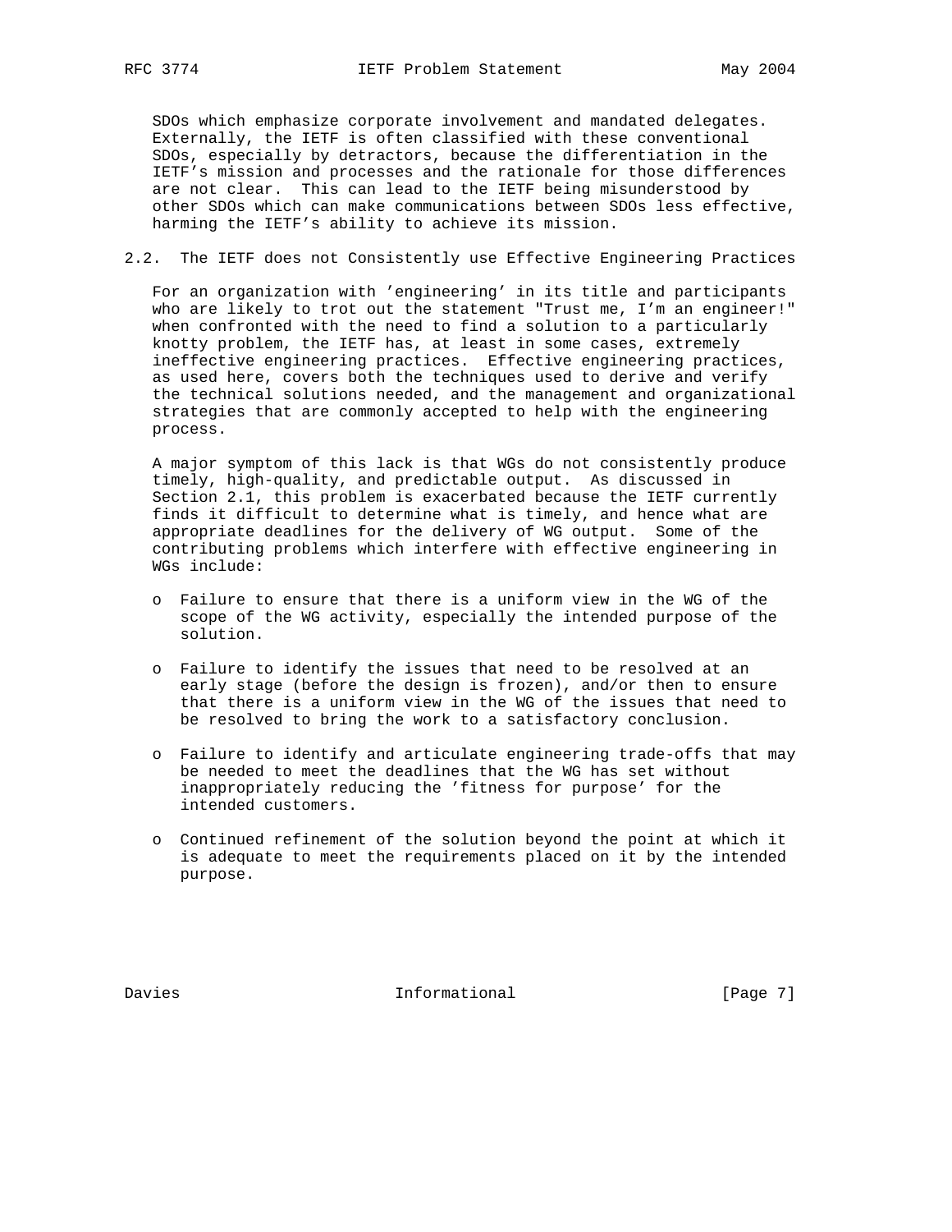SDOs which emphasize corporate involvement and mandated delegates. Externally, the IETF is often classified with these conventional SDOs, especially by detractors, because the differentiation in the IETF's mission and processes and the rationale for those differences are not clear. This can lead to the IETF being misunderstood by other SDOs which can make communications between SDOs less effective, harming the IETF's ability to achieve its mission.

## 2.2. The IETF does not Consistently use Effective Engineering Practices

For an organization with 'engineering' in its title and participants who are likely to trot out the statement "Trust me, I'm an engineer!" when confronted with the need to find a solution to a particularly knotty problem, the IETF has, at least in some cases, extremely ineffective engineering practices. Effective engineering practices, as used here, covers both the techniques used to derive and verify the technical solutions needed, and the management and organizational strategies that are commonly accepted to help with the engineering process.

A major symptom of this lack is that WGs do not consistently produce timely, high-quality, and predictable output. As discussed in Section 2.1, this problem is exacerbated because the IETF currently finds it difficult to determine what is timely, and hence what are appropriate deadlines for the delivery of WG output. Some of the contributing problems which interfere with effective engineering in WGs include:

- Failure to ensure that there is a uniform view in the WG of the scope of the WG activity, especially the intended purpose of the solution.
- Failure to identify the issues that need to be resolved at an early stage (before the design is frozen), and/or then to ensure that there is a uniform view in the WG of the issues that need to be resolved to bring the work to a satisfactory conclusion.
- Failure to identify and articulate engineering trade-offs that may be needed to meet the deadlines that the WG has set without inappropriately reducing the 'fitness for purpose' for the intended customers.
- Continued refinement of the solution beyond the point at which it is adequate to meet the requirements placed on it by the intended purpose.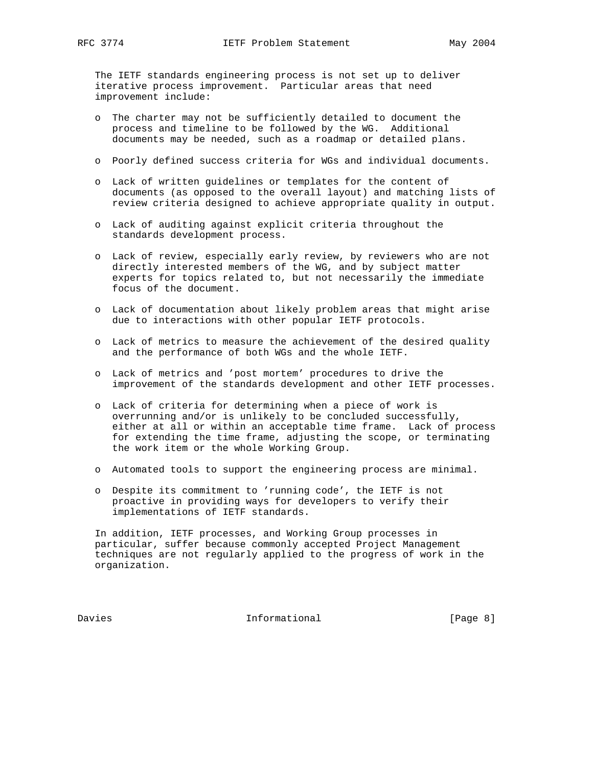The IETF standards engineering process is not set up to deliver iterative process improvement. Particular areas that need improvement include:

- The charter may not be sufficiently detailed to document the process and timeline to be followed by the WG. Additional documents may be needed, such as a roadmap or detailed plans.
- Poorly defined success criteria for WGs and individual documents.
- Lack of written guidelines or templates for the content of documents (as opposed to the overall layout) and matching lists of review criteria designed to achieve appropriate quality in output.
- Lack of auditing against explicit criteria throughout the standards development process.
- Lack of review, especially early review, by reviewers who are not directly interested members of the WG, and by subject matter experts for topics related to, but not necessarily the immediate focus of the document.
- Lack of documentation about likely problem areas that might arise due to interactions with other popular IETF protocols.
- Lack of metrics to measure the achievement of the desired quality and the performance of both WGs and the whole IETF.
- Lack of metrics and 'post mortem' procedures to drive the improvement of the standards development and other IETF processes.
- Lack of criteria for determining when a piece of work is overrunning and/or is unlikely to be concluded successfully, either at all or within an acceptable time frame. Lack of process for extending the time frame, adjusting the scope, or terminating the work item or the whole Working Group.
- Automated tools to support the engineering process are minimal.
- Despite its commitment to 'running code', the IETF is not proactive in providing ways for developers to verify their implementations of IETF standards.

In addition, IETF processes, and Working Group processes in particular, suffer because commonly accepted Project Management techniques are not regularly applied to the progress of work in the organization.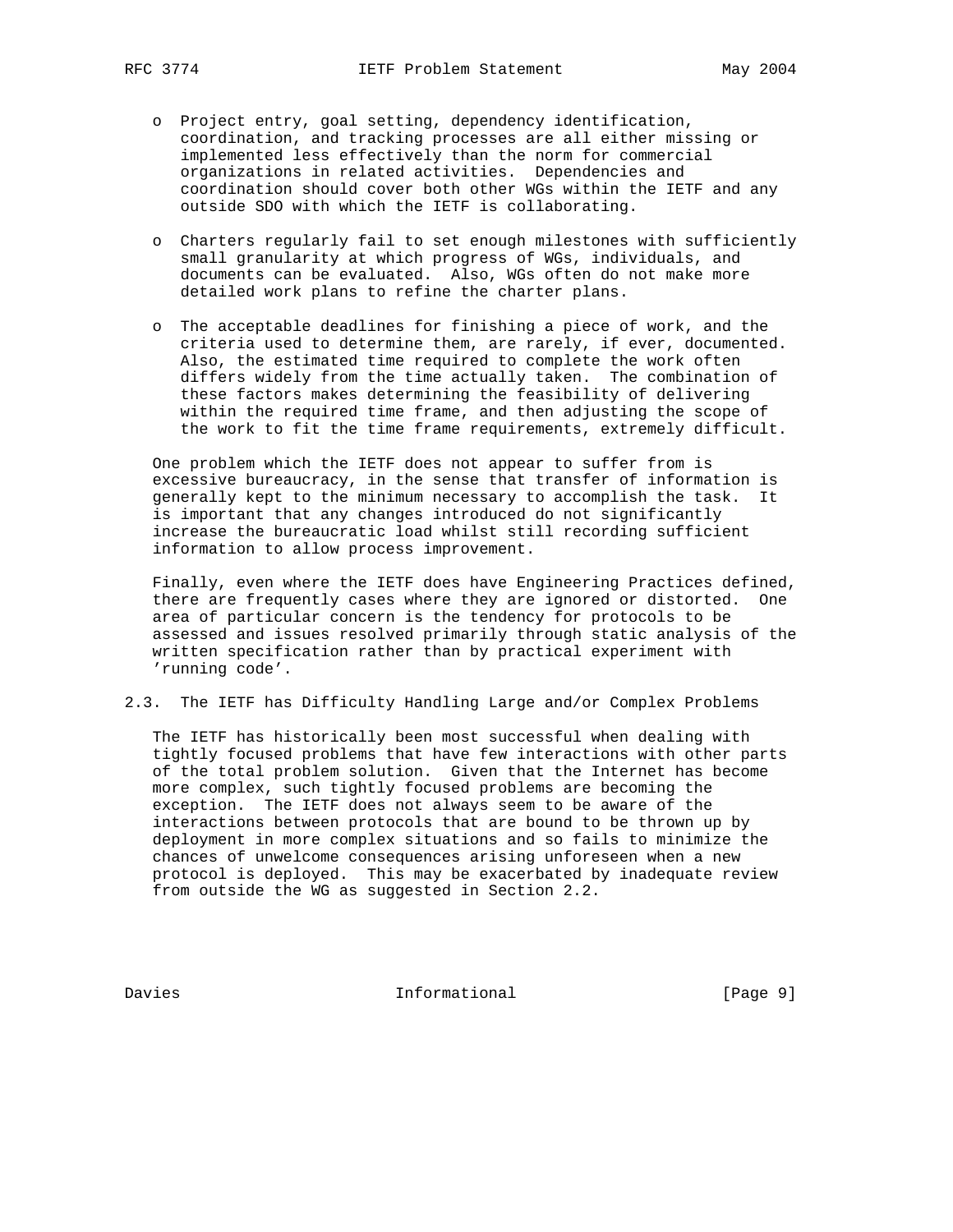- Project entry, goal setting, dependency identification, coordination, and tracking processes are all either missing or implemented less effectively than the norm for commercial organizations in related activities. Dependencies and coordination should cover both other WGs within the IETF and any outside SDO with which the IETF is collaborating.

- Charters regularly fail to set enough milestones with sufficiently small granularity at which progress of WGs, individuals, and documents can be evaluated. Also, WGs often do not make more detailed work plans to refine the charter plans.

- The acceptable deadlines for finishing a piece of work, and the criteria used to determine them, are rarely, if ever, documented. Also, the estimated time required to complete the work often differs widely from the time actually taken. The combination of these factors makes determining the feasibility of delivering within the required time frame, and then adjusting the scope of the work to fit the time frame requirements, extremely difficult.

One problem which the IETF does not appear to suffer from is excessive bureaucracy, in the sense that transfer of information is generally kept to the minimum necessary to accomplish the task. It is important that any changes introduced do not significantly increase the bureaucratic load whilst still recording sufficient information to allow process improvement.

Finally, even where the IETF does have Engineering Practices defined, there are frequently cases where they are ignored or distorted. One area of particular concern is the tendency for protocols to be assessed and issues resolved primarily through static analysis of the written specification rather than by practical experiment with 'running code'.

## 2.3. The IETF has Difficulty Handling Large and/or Complex Problems

The IETF has historically been most successful when dealing with tightly focused problems that have few interactions with other parts of the total problem solution. Given that the Internet has become more complex, such tightly focused problems are becoming the exception. The IETF does not always seem to be aware of the interactions between protocols that are bound to be thrown up by deployment in more complex situations and so fails to minimize the chances of unwelcome consequences arising unforeseen when a new protocol is deployed. This may be exacerbated by inadequate review from outside the WG as suggested in Section 2.2.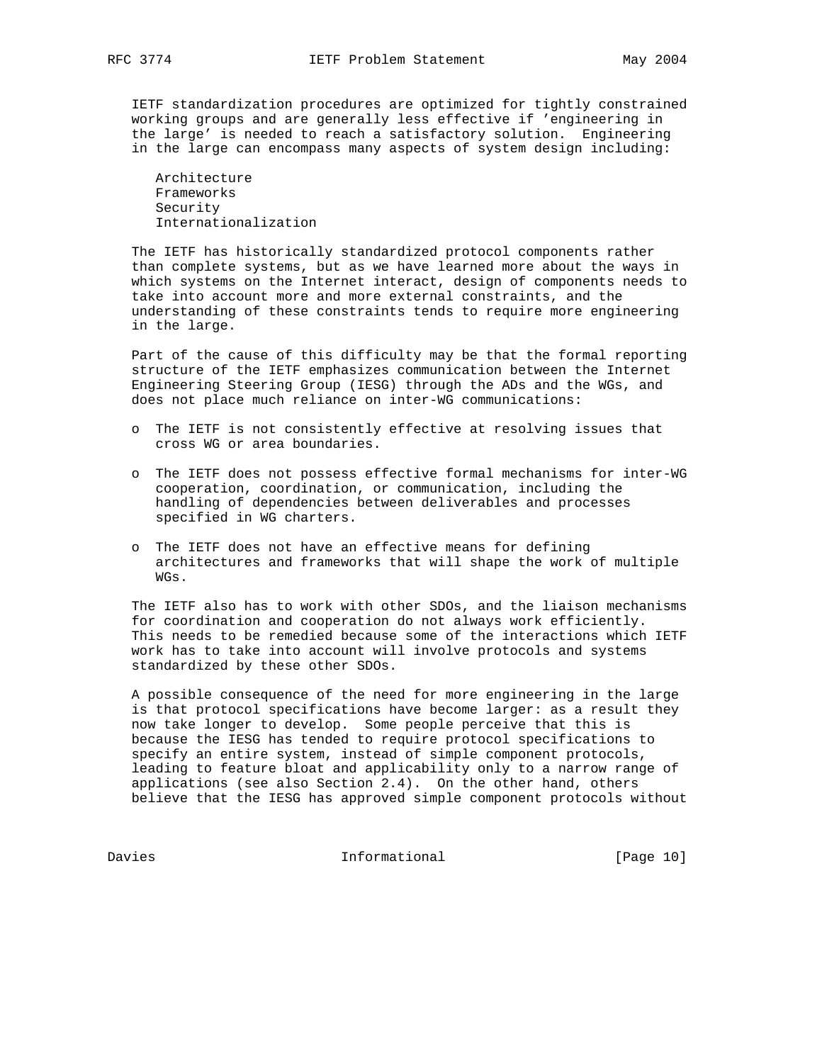IETF standardization procedures are optimized for tightly constrained working groups and are generally less effective if 'engineering in the large' is needed to reach a satisfactory solution. Engineering in the large can encompass many aspects of system design including:

- Architecture
- Frameworks
- Security
- Internationalization

The IETF has historically standardized protocol components rather than complete systems, but as we have learned more about the ways in which systems on the Internet interact, design of components needs to take into account more and more external constraints, and the understanding of these constraints tends to require more engineering in the large.

Part of the cause of this difficulty may be that the formal reporting structure of the IETF emphasizes communication between the Internet Engineering Steering Group (IESG) through the ADs and the WGs, and does not place much reliance on inter-WG communications:

- The IETF is not consistently effective at resolving issues that cross WG or area boundaries.

- The IETF does not possess effective formal mechanisms for inter-WG cooperation, coordination, or communication, including the handling of dependencies between deliverables and processes specified in WG charters.

- The IETF does not have an effective means for defining architectures and frameworks that will shape the work of multiple WGs.

The IETF also has to work with other SDOs, and the liaison mechanisms for coordination and cooperation do not always work efficiently. This needs to be remedied because some of the interactions which IETF work has to take into account will involve protocols and systems standardized by these other SDOs.

A possible consequence of the need for more engineering in the large is that protocol specifications have become larger: as a result they now take longer to develop. Some people perceive that this is because the IESG has tended to require protocol specifications to specify an entire system, instead of simple component protocols, leading to feature bloat and applicability only to a narrow range of applications (see also Section 2.4). On the other hand, others believe that the IESG has approved simple component protocols without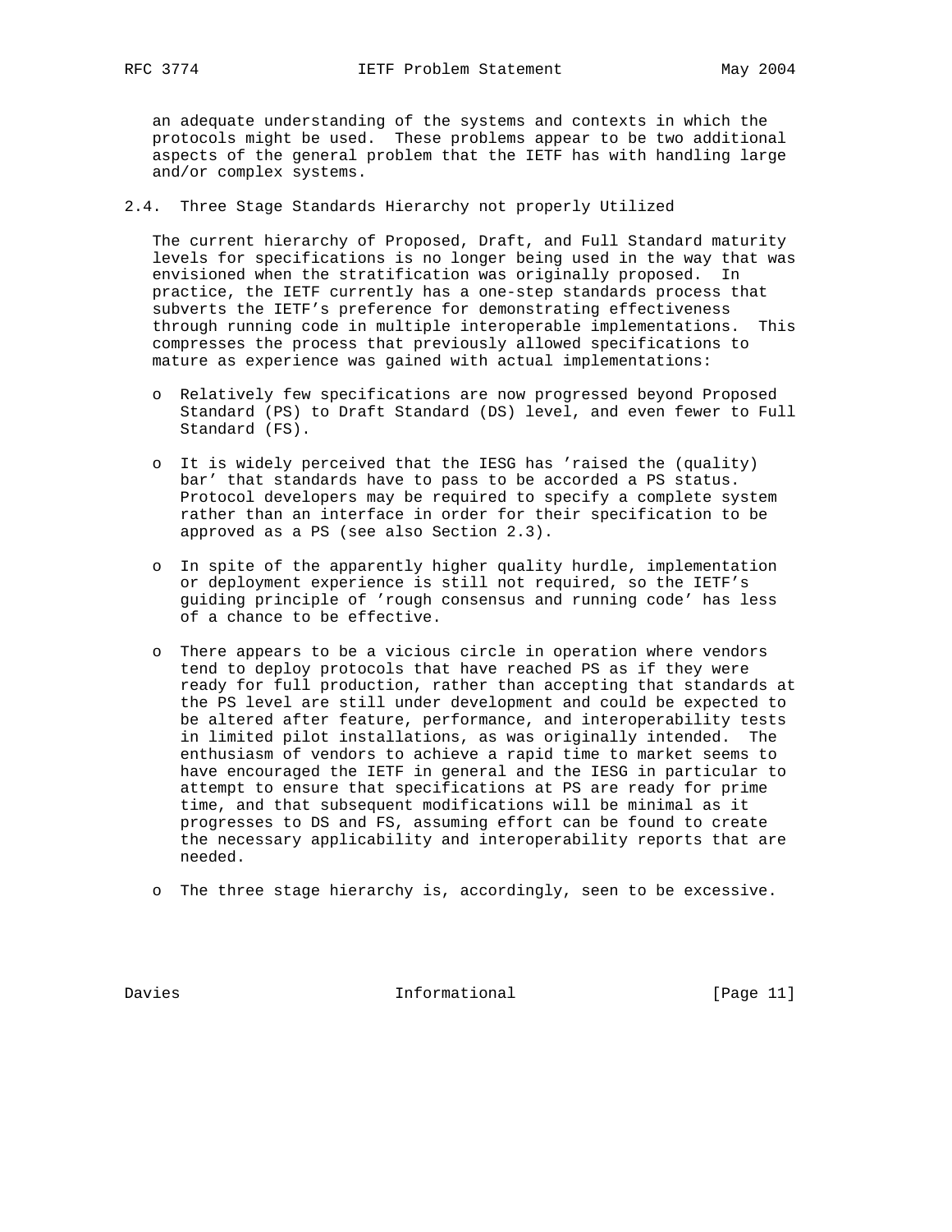an adequate understanding of the systems and contexts in which the protocols might be used. These problems appear to be two additional aspects of the general problem that the IETF has with handling large and/or complex systems.

## 2.4. Three Stage Standards Hierarchy not properly Utilized

The current hierarchy of Proposed, Draft, and Full Standard maturity levels for specifications is no longer being used in the way that was envisioned when the stratification was originally proposed. In practice, the IETF currently has a one-step standards process that subverts the IETF's preference for demonstrating effectiveness through running code in multiple interoperable implementations. This compresses the process that previously allowed specifications to mature as experience was gained with actual implementations:

- Relatively few specifications are now progressed beyond Proposed Standard (PS) to Draft Standard (DS) level, and even fewer to Full Standard (FS).

- It is widely perceived that the IESG has 'raised the (quality) bar' that standards have to pass to be accorded a PS status. Protocol developers may be required to specify a complete system rather than an interface in order for their specification to be approved as a PS (see also Section 2.3).

- In spite of the apparently higher quality hurdle, implementation or deployment experience is still not required, so the IETF's guiding principle of 'rough consensus and running code' has less of a chance to be effective.

- There appears to be a vicious circle in operation where vendors tend to deploy protocols that have reached PS as if they were ready for full production, rather than accepting that standards at the PS level are still under development and could be expected to be altered after feature, performance, and interoperability tests in limited pilot installations, as was originally intended. The enthusiasm of vendors to achieve a rapid time to market seems to have encouraged the IETF in general and the IESG in particular to attempt to ensure that specifications at PS are ready for prime time, and that subsequent modifications will be minimal as it progresses to DS and FS, assuming effort can be found to create the necessary applicability and interoperability reports that are needed.

- The three stage hierarchy is, accordingly, seen to be excessive.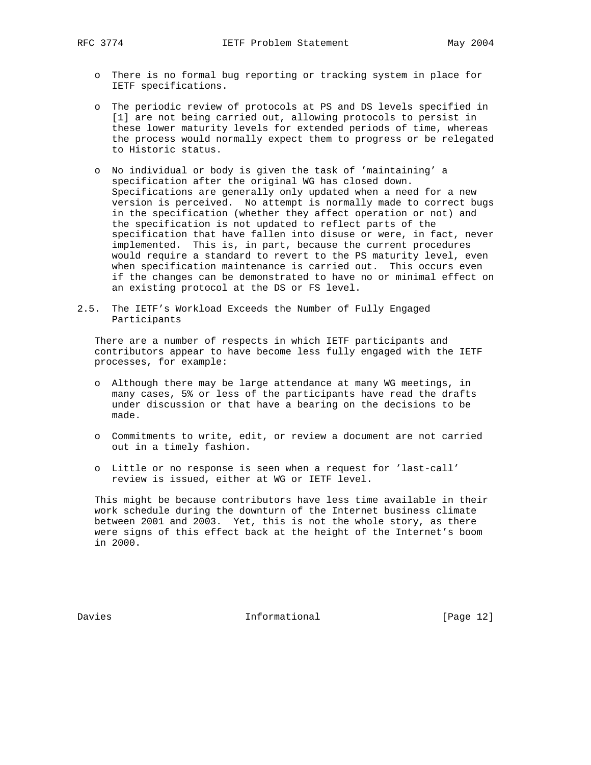- There is no formal bug reporting or tracking system in place for IETF specifications.

- The periodic review of protocols at PS and DS levels specified in [1] are not being carried out, allowing protocols to persist in these lower maturity levels for extended periods of time, whereas the process would normally expect them to progress or be relegated to Historic status.

- No individual or body is given the task of 'maintaining' a specification after the original WG has closed down. Specifications are generally only updated when a need for a new version is perceived. No attempt is normally made to correct bugs in the specification (whether they affect operation or not) and the specification is not updated to reflect parts of the specification that have fallen into disuse or were, in fact, never implemented. This is, in part, because the current procedures would require a standard to revert to the PS maturity level, even when specification maintenance is carried out. This occurs even if the changes can be demonstrated to have no or minimal effect on an existing protocol at the DS or FS level.

### 2.5. The IETF's Workload Exceeds the Number of Fully Engaged Participants

There are a number of respects in which IETF participants and contributors appear to have become less fully engaged with the IETF processes, for example:

- Although there may be large attendance at many WG meetings, in many cases, 5% or less of the participants have read the drafts under discussion or that have a bearing on the decisions to be made.

- Commitments to write, edit, or review a document are not carried out in a timely fashion.

- Little or no response is seen when a request for 'last-call' review is issued, either at WG or IETF level.

This might be because contributors have less time available in their work schedule during the downturn of the Internet business climate between 2001 and 2003. Yet, this is not the whole story, as there were signs of this effect back at the height of the Internet's boom in 2000.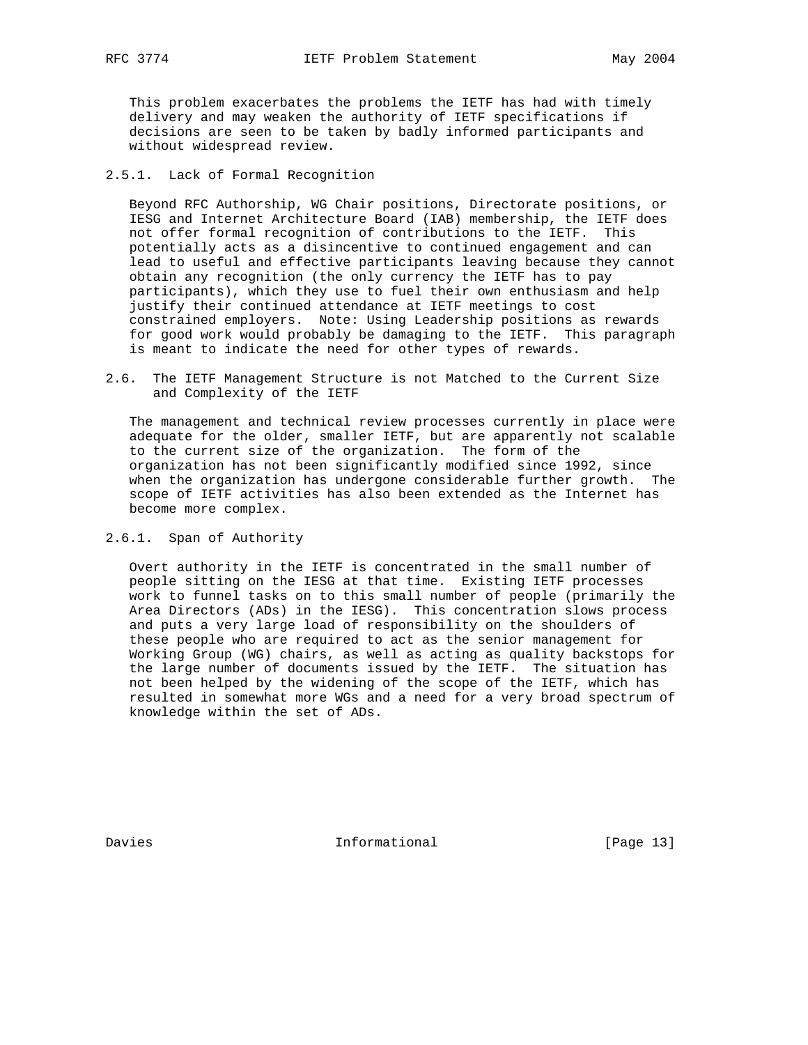This problem exacerbates the problems the IETF has had with timely delivery and may weaken the authority of IETF specifications if decisions are seen to be taken by badly informed participants and without widespread review.

### 2.5.1. Lack of Formal Recognition

Beyond RFC Authorship, WG Chair positions, Directorate positions, or IESG and Internet Architecture Board (IAB) membership, the IETF does not offer formal recognition of contributions to the IETF. This potentially acts as a disincentive to continued engagement and can lead to useful and effective participants leaving because they cannot obtain any recognition (the only currency the IETF has to pay participants), which they use to fuel their own enthusiasm and help justify their continued attendance at IETF meetings to cost constrained employers. Note: Using Leadership positions as rewards for good work would probably be damaging to the IETF. This paragraph is meant to indicate the need for other types of rewards.

## 2.6. The IETF Management Structure is not Matched to the Current Size and Complexity of the IETF

The management and technical review processes currently in place were adequate for the older, smaller IETF, but are apparently not scalable to the current size of the organization. The form of the organization has not been significantly modified since 1992, since when the organization has undergone considerable further growth. The scope of IETF activities has also been extended as the Internet has become more complex.

### 2.6.1. Span of Authority

Overt authority in the IETF is concentrated in the small number of people sitting on the IESG at that time. Existing IETF processes work to funnel tasks on to this small number of people (primarily the Area Directors (ADs) in the IESG). This concentration slows process and puts a very large load of responsibility on the shoulders of these people who are required to act as the senior management for Working Group (WG) chairs, as well as acting as quality backstops for the large number of documents issued by the IETF. The situation has not been helped by the widening of the scope of the IETF, which has resulted in somewhat more WGs and a need for a very broad spectrum of knowledge within the set of ADs.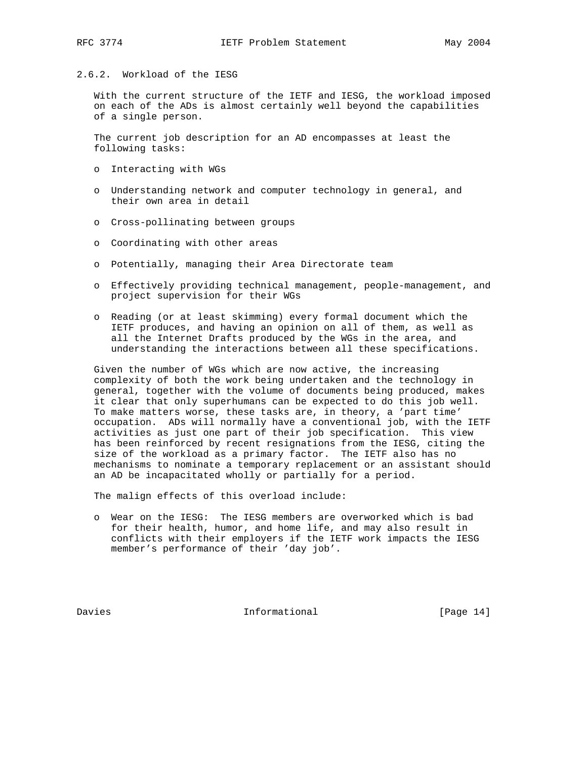### 2.6.2. Workload of the IESG

With the current structure of the IETF and IESG, the workload imposed on each of the ADs is almost certainly well beyond the capabilities of a single person.

The current job description for an AD encompasses at least the following tasks:

- Interacting with WGs
- Understanding network and computer technology in general, and their own area in detail
- Cross-pollinating between groups
- Coordinating with other areas
- Potentially, managing their Area Directorate team
- Effectively providing technical management, people-management, and project supervision for their WGs
- Reading (or at least skimming) every formal document which the IETF produces, and having an opinion on all of them, as well as all the Internet Drafts produced by the WGs in the area, and understanding the interactions between all these specifications.

Given the number of WGs which are now active, the increasing complexity of both the work being undertaken and the technology in general, together with the volume of documents being produced, makes it clear that only superhumans can be expected to do this job well. To make matters worse, these tasks are, in theory, a 'part time' occupation. ADs will normally have a conventional job, with the IETF activities as just one part of their job specification. This view has been reinforced by recent resignations from the IESG, citing the size of the workload as a primary factor. The IETF also has no mechanisms to nominate a temporary replacement or an assistant should an AD be incapacitated wholly or partially for a period.

The malign effects of this overload include:

- Wear on the IESG: The IESG members are overworked which is bad for their health, humor, and home life, and may also result in conflicts with their employers if the IETF work impacts the IESG member's performance of their 'day job'.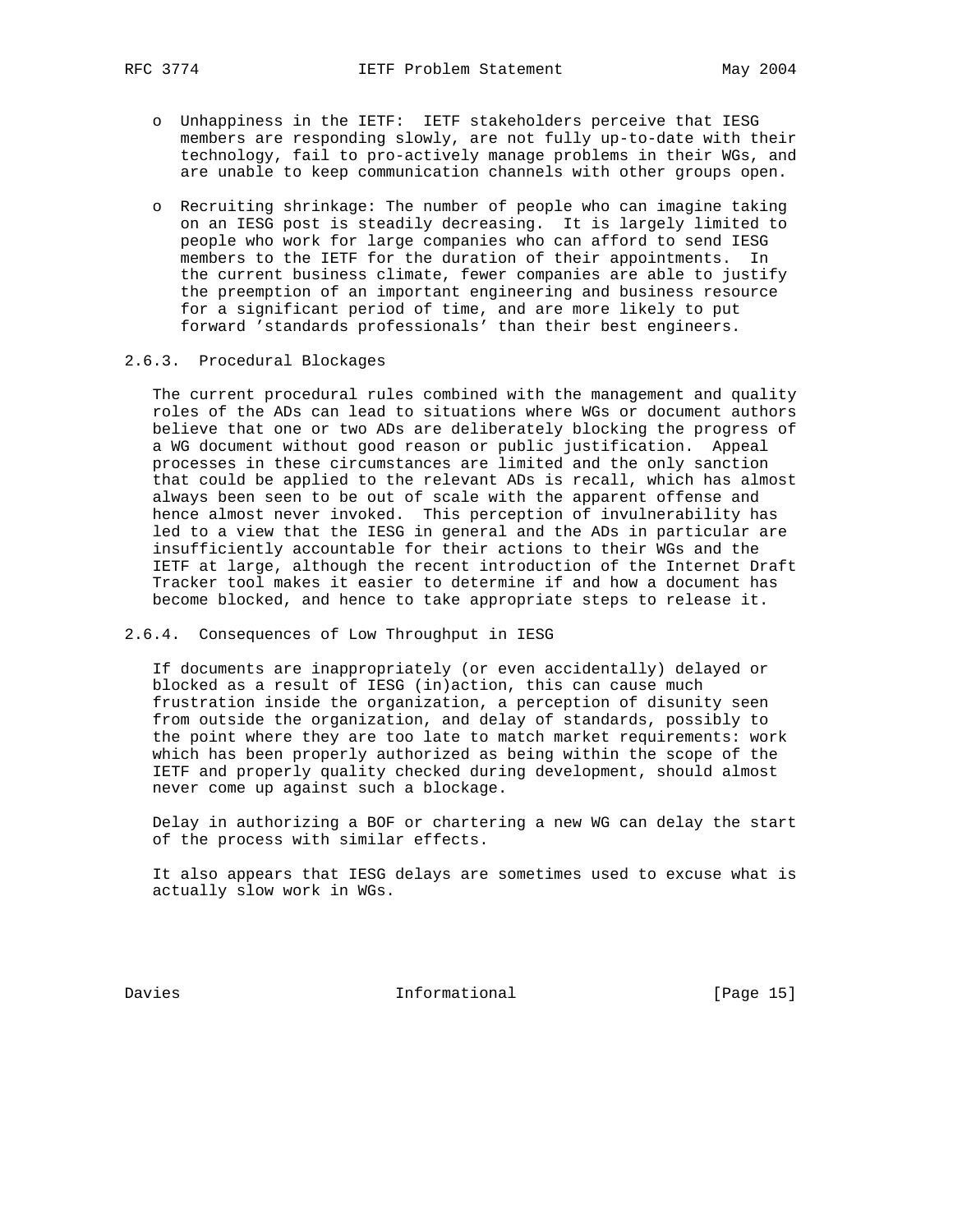- Unhappiness in the IETF: IETF stakeholders perceive that IESG members are responding slowly, are not fully up-to-date with their technology, fail to pro-actively manage problems in their WGs, and are unable to keep communication channels with other groups open.

- Recruiting shrinkage: The number of people who can imagine taking on an IESG post is steadily decreasing. It is largely limited to people who work for large companies who can afford to send IESG members to the IETF for the duration of their appointments. In the current business climate, fewer companies are able to justify the preemption of an important engineering and business resource for a significant period of time, and are more likely to put forward 'standards professionals' than their best engineers.

### 2.6.3. Procedural Blockages

The current procedural rules combined with the management and quality roles of the ADs can lead to situations where WGs or document authors believe that one or two ADs are deliberately blocking the progress of a WG document without good reason or public justification. Appeal processes in these circumstances are limited and the only sanction that could be applied to the relevant ADs is recall, which has almost always been seen to be out of scale with the apparent offense and hence almost never invoked. This perception of invulnerability has led to a view that the IESG in general and the ADs in particular are insufficiently accountable for their actions to their WGs and the IETF at large, although the recent introduction of the Internet Draft Tracker tool makes it easier to determine if and how a document has become blocked, and hence to take appropriate steps to release it.

### 2.6.4. Consequences of Low Throughput in IESG

If documents are inappropriately (or even accidentally) delayed or blocked as a result of IESG (in)action, this can cause much frustration inside the organization, a perception of disunity seen from outside the organization, and delay of standards, possibly to the point where they are too late to match market requirements: work which has been properly authorized as being within the scope of the IETF and properly quality checked during development, should almost never come up against such a blockage.

Delay in authorizing a BOF or chartering a new WG can delay the start of the process with similar effects.

It also appears that IESG delays are sometimes used to excuse what is actually slow work in WGs.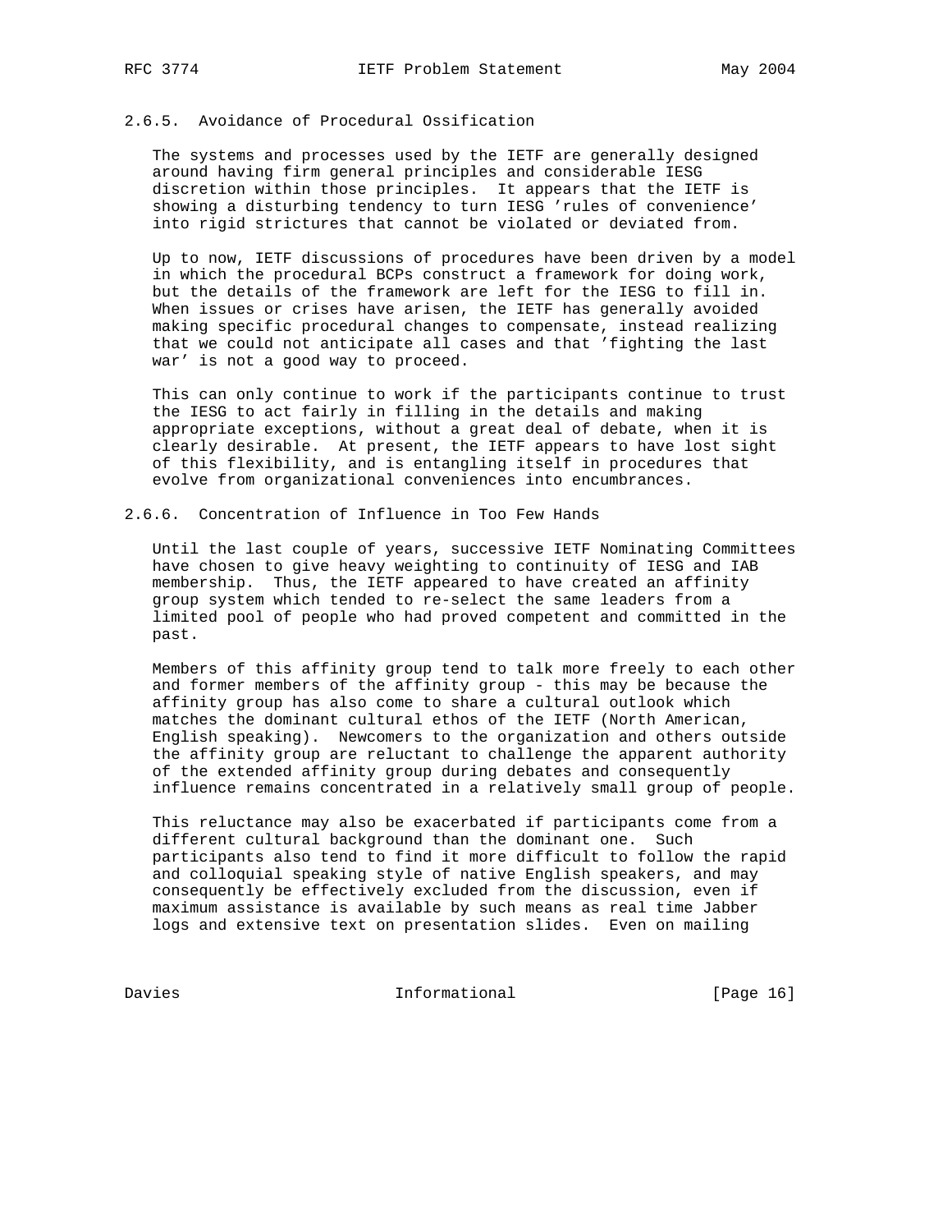#### 2.6.5. Avoidance of Procedural Ossification

The systems and processes used by the IETF are generally designed around having firm general principles and considerable IESG discretion within those principles. It appears that the IETF is showing a disturbing tendency to turn IESG 'rules of convenience' into rigid strictures that cannot be violated or deviated from.

Up to now, IETF discussions of procedures have been driven by a model in which the procedural BCPs construct a framework for doing work, but the details of the framework are left for the IESG to fill in. When issues or crises have arisen, the IETF has generally avoided making specific procedural changes to compensate, instead realizing that we could not anticipate all cases and that 'fighting the last war' is not a good way to proceed.

This can only continue to work if the participants continue to trust the IESG to act fairly in filling in the details and making appropriate exceptions, without a great deal of debate, when it is clearly desirable. At present, the IETF appears to have lost sight of this flexibility, and is entangling itself in procedures that evolve from organizational conveniences into encumbrances.

#### 2.6.6. Concentration of Influence in Too Few Hands

Until the last couple of years, successive IETF Nominating Committees have chosen to give heavy weighting to continuity of IESG and IAB membership. Thus, the IETF appeared to have created an affinity group system which tended to re-select the same leaders from a limited pool of people who had proved competent and committed in the past.

Members of this affinity group tend to talk more freely to each other and former members of the affinity group - this may be because the affinity group has also come to share a cultural outlook which matches the dominant cultural ethos of the IETF (North American, English speaking). Newcomers to the organization and others outside the affinity group are reluctant to challenge the apparent authority of the extended affinity group during debates and consequently influence remains concentrated in a relatively small group of people.

This reluctance may also be exacerbated if participants come from a different cultural background than the dominant one. Such participants also tend to find it more difficult to follow the rapid and colloquial speaking style of native English speakers, and may consequently be effectively excluded from the discussion, even if maximum assistance is available by such means as real time Jabber logs and extensive text on presentation slides. Even on mailing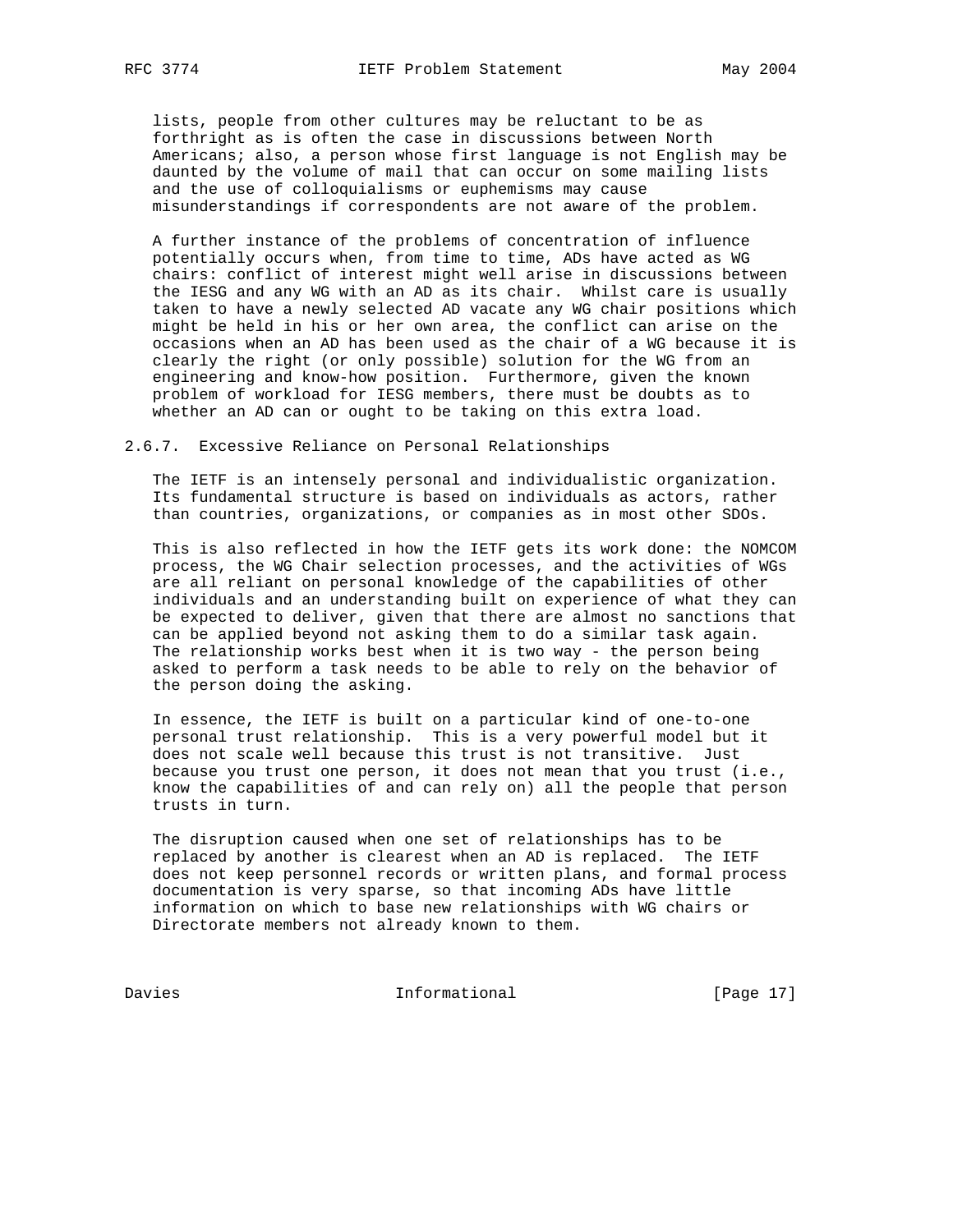lists, people from other cultures may be reluctant to be as forthright as is often the case in discussions between North Americans; also, a person whose first language is not English may be daunted by the volume of mail that can occur on some mailing lists and the use of colloquialisms or euphemisms may cause misunderstandings if correspondents are not aware of the problem.

A further instance of the problems of concentration of influence potentially occurs when, from time to time, ADs have acted as WG chairs: conflict of interest might well arise in discussions between the IESG and any WG with an AD as its chair. Whilst care is usually taken to have a newly selected AD vacate any WG chair positions which might be held in his or her own area, the conflict can arise on the occasions when an AD has been used as the chair of a WG because it is clearly the right (or only possible) solution for the WG from an engineering and know-how position. Furthermore, given the known problem of workload for IESG members, there must be doubts as to whether an AD can or ought to be taking on this extra load.

#### 2.6.7. Excessive Reliance on Personal Relationships

The IETF is an intensely personal and individualistic organization. Its fundamental structure is based on individuals as actors, rather than countries, organizations, or companies as in most other SDOs.

This is also reflected in how the IETF gets its work done: the NOMCOM process, the WG Chair selection processes, and the activities of WGs are all reliant on personal knowledge of the capabilities of other individuals and an understanding built on experience of what they can be expected to deliver, given that there are almost no sanctions that can be applied beyond not asking them to do a similar task again. The relationship works best when it is two way - the person being asked to perform a task needs to be able to rely on the behavior of the person doing the asking.

In essence, the IETF is built on a particular kind of one-to-one personal trust relationship. This is a very powerful model but it does not scale well because this trust is not transitive. Just because you trust one person, it does not mean that you trust (i.e., know the capabilities of and can rely on) all the people that person trusts in turn.

The disruption caused when one set of relationships has to be replaced by another is clearest when an AD is replaced. The IETF does not keep personnel records or written plans, and formal process documentation is very sparse, so that incoming ADs have little information on which to base new relationships with WG chairs or Directorate members not already known to them.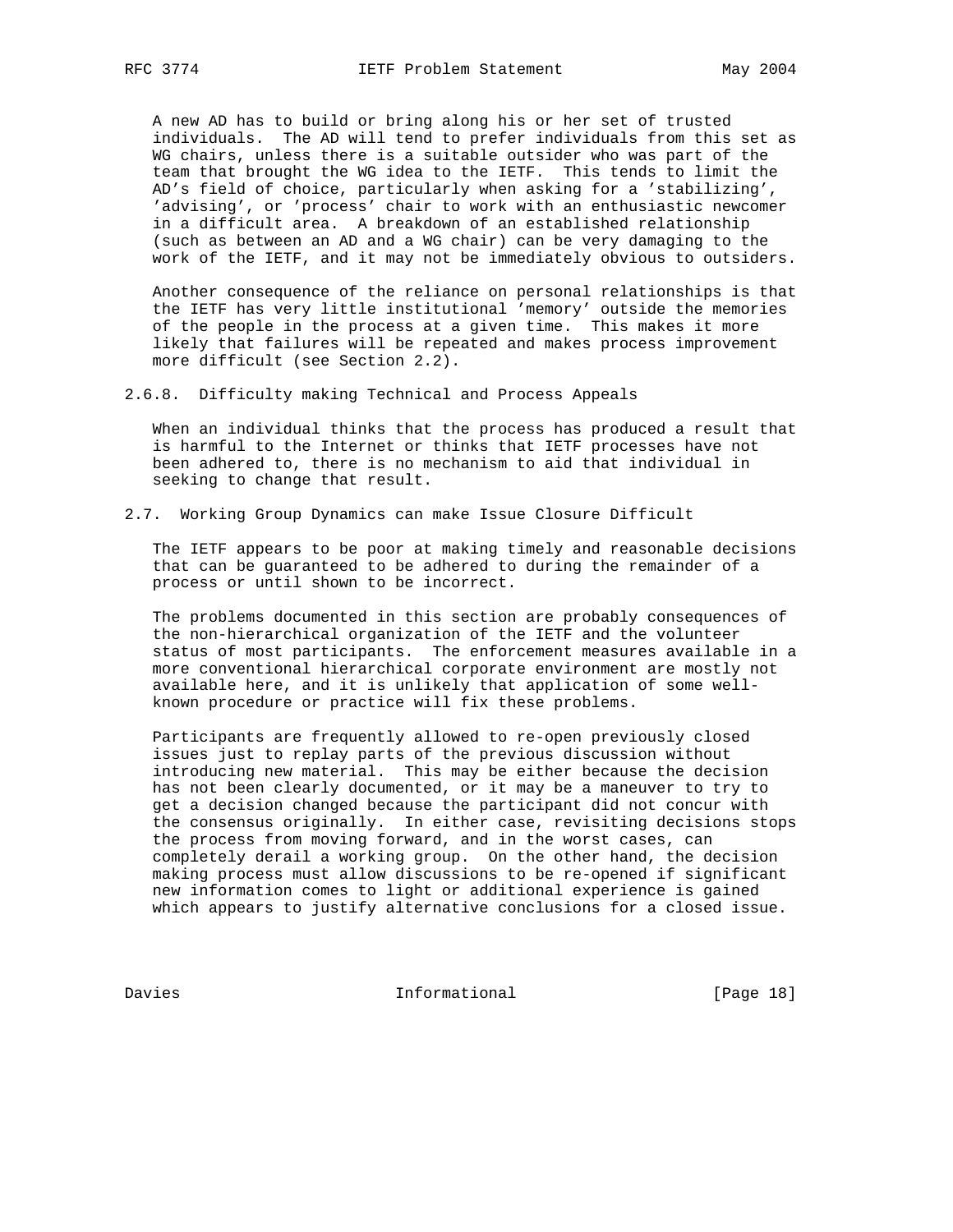A new AD has to build or bring along his or her set of trusted individuals. The AD will tend to prefer individuals from this set as WG chairs, unless there is a suitable outsider who was part of the team that brought the WG idea to the IETF. This tends to limit the AD's field of choice, particularly when asking for a 'stabilizing', 'advising', or 'process' chair to work with an enthusiastic newcomer in a difficult area. A breakdown of an established relationship (such as between an AD and a WG chair) can be very damaging to the work of the IETF, and it may not be immediately obvious to outsiders.

Another consequence of the reliance on personal relationships is that the IETF has very little institutional 'memory' outside the memories of the people in the process at a given time. This makes it more likely that failures will be repeated and makes process improvement more difficult (see Section 2.2).

#### 2.6.8. Difficulty making Technical and Process Appeals

When an individual thinks that the process has produced a result that is harmful to the Internet or thinks that IETF processes have not been adhered to, there is no mechanism to aid that individual in seeking to change that result.

### 2.7. Working Group Dynamics can make Issue Closure Difficult

The IETF appears to be poor at making timely and reasonable decisions that can be guaranteed to be adhered to during the remainder of a process or until shown to be incorrect.

The problems documented in this section are probably consequences of the non-hierarchical organization of the IETF and the volunteer status of most participants. The enforcement measures available in a more conventional hierarchical corporate environment are mostly not available here, and it is unlikely that application of some well-known procedure or practice will fix these problems.

Participants are frequently allowed to re-open previously closed issues just to replay parts of the previous discussion without introducing new material. This may be either because the decision has not been clearly documented, or it may be a maneuver to try to get a decision changed because the participant did not concur with the consensus originally. In either case, revisiting decisions stops the process from moving forward, and in the worst cases, can completely derail a working group. On the other hand, the decision making process must allow discussions to be re-opened if significant new information comes to light or additional experience is gained which appears to justify alternative conclusions for a closed issue.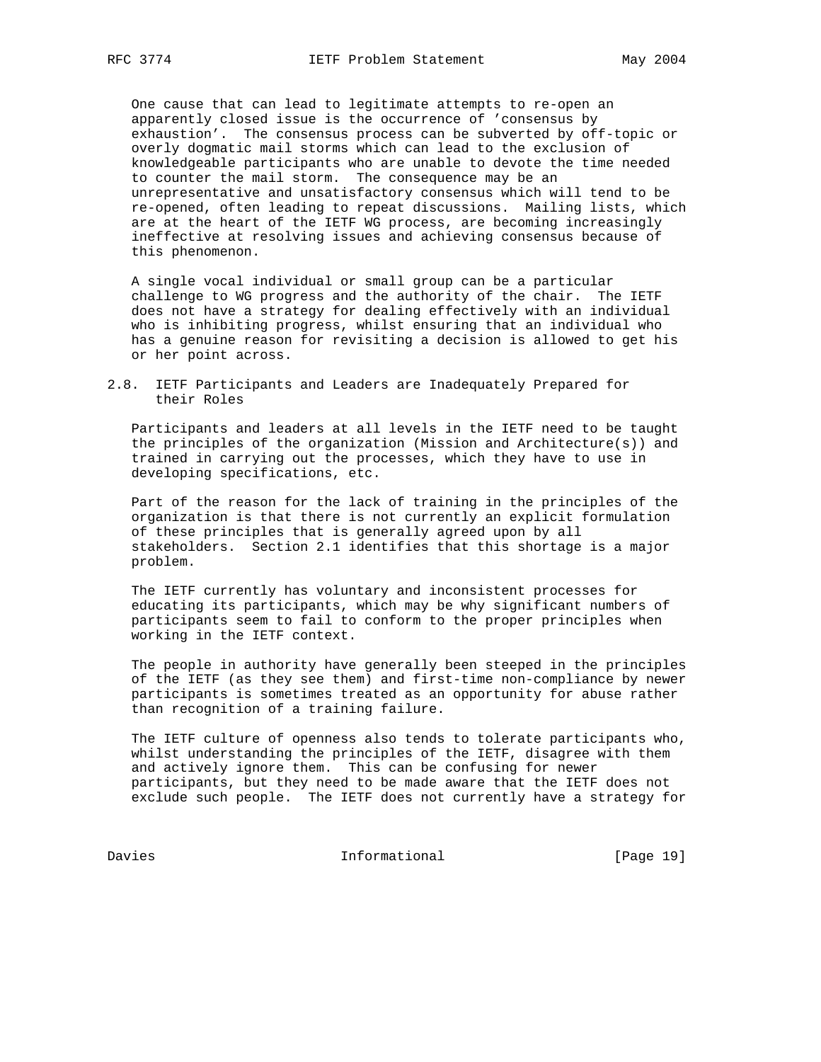One cause that can lead to legitimate attempts to re-open an apparently closed issue is the occurrence of 'consensus by exhaustion'. The consensus process can be subverted by off-topic or overly dogmatic mail storms which can lead to the exclusion of knowledgeable participants who are unable to devote the time needed to counter the mail storm. The consequence may be an unrepresentative and unsatisfactory consensus which will tend to be re-opened, often leading to repeat discussions. Mailing lists, which are at the heart of the IETF WG process, are becoming increasingly ineffective at resolving issues and achieving consensus because of this phenomenon.

A single vocal individual or small group can be a particular challenge to WG progress and the authority of the chair. The IETF does not have a strategy for dealing effectively with an individual who is inhibiting progress, whilst ensuring that an individual who has a genuine reason for revisiting a decision is allowed to get his or her point across.

## 2.8. IETF Participants and Leaders are Inadequately Prepared for their Roles

Participants and leaders at all levels in the IETF need to be taught the principles of the organization (Mission and Architecture(s)) and trained in carrying out the processes, which they have to use in developing specifications, etc.

Part of the reason for the lack of training in the principles of the organization is that there is not currently an explicit formulation of these principles that is generally agreed upon by all stakeholders. Section 2.1 identifies that this shortage is a major problem.

The IETF currently has voluntary and inconsistent processes for educating its participants, which may be why significant numbers of participants seem to fail to conform to the proper principles when working in the IETF context.

The people in authority have generally been steeped in the principles of the IETF (as they see them) and first-time non-compliance by newer participants is sometimes treated as an opportunity for abuse rather than recognition of a training failure.

The IETF culture of openness also tends to tolerate participants who, whilst understanding the principles of the IETF, disagree with them and actively ignore them. This can be confusing for newer participants, but they need to be made aware that the IETF does not exclude such people. The IETF does not currently have a strategy for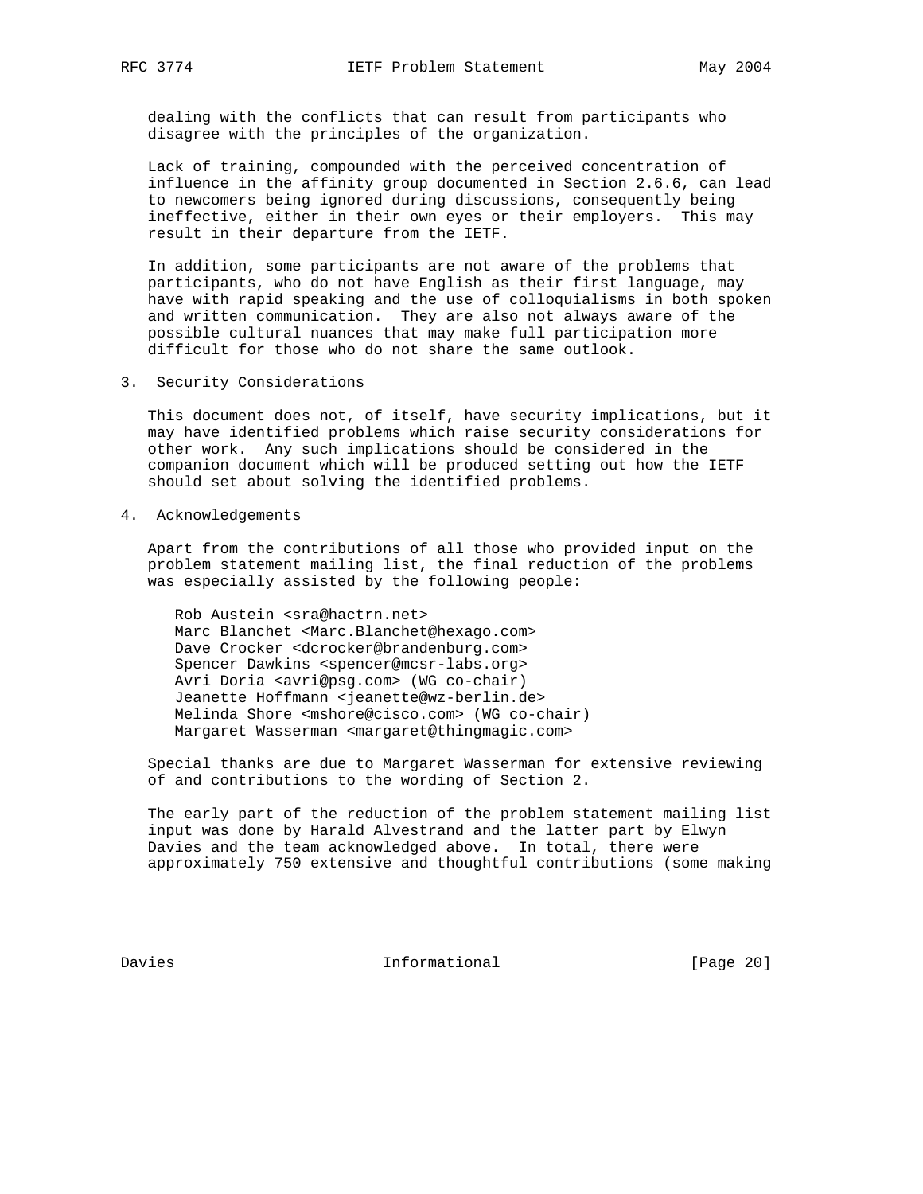dealing with the conflicts that can result from participants who disagree with the principles of the organization.

Lack of training, compounded with the perceived concentration of influence in the affinity group documented in Section 2.6.6, can lead to newcomers being ignored during discussions, consequently being ineffective, either in their own eyes or their employers. This may result in their departure from the IETF.

In addition, some participants are not aware of the problems that participants, who do not have English as their first language, may have with rapid speaking and the use of colloquialisms in both spoken and written communication. They are also not always aware of the possible cultural nuances that may make full participation more difficult for those who do not share the same outlook.

## 3. Security Considerations

This document does not, of itself, have security implications, but it may have identified problems which raise security considerations for other work. Any such implications should be considered in the companion document which will be produced setting out how the IETF should set about solving the identified problems.

## 4. Acknowledgements

Apart from the contributions of all those who provided input on the problem statement mailing list, the final reduction of the problems was especially assisted by the following people:

Rob Austein <sra@hactrn.net>
Marc Blanchet <Marc.Blanchet@hexago.com>
Dave Crocker <dcrocker@brandenburg.com>
Spencer Dawkins <spencer@mcsr-labs.org>
Avri Doria <avri@psg.com> (WG co-chair)
Jeanette Hoffmann <jeanette@wz-berlin.de>
Melinda Shore <mshore@cisco.com> (WG co-chair)
Margaret Wasserman <margaret@thingmagic.com>

Special thanks are due to Margaret Wasserman for extensive reviewing of and contributions to the wording of Section 2.

The early part of the reduction of the problem statement mailing list input was done by Harald Alvestrand and the latter part by Elwyn Davies and the team acknowledged above. In total, there were approximately 750 extensive and thoughtful contributions (some making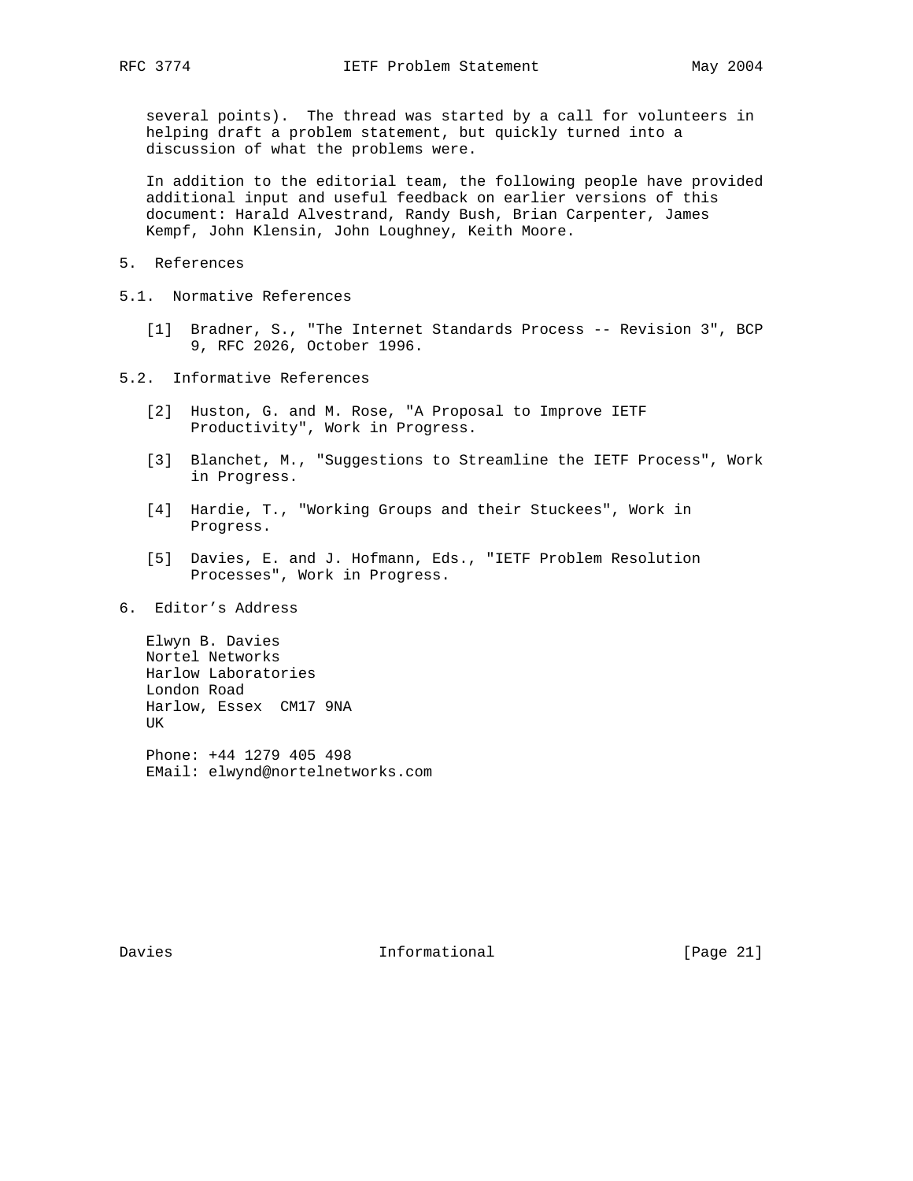several points). The thread was started by a call for volunteers in helping draft a problem statement, but quickly turned into a discussion of what the problems were.

In addition to the editorial team, the following people have provided additional input and useful feedback on earlier versions of this document: Harald Alvestrand, Randy Bush, Brian Carpenter, James Kempf, John Klensin, John Loughney, Keith Moore.

## 5. References

### 5.1. Normative References

[1] Bradner, S., "The Internet Standards Process -- Revision 3", BCP 9, RFC 2026, October 1996.

### 5.2. Informative References

[2] Huston, G. and M. Rose, "A Proposal to Improve IETF Productivity", Work in Progress.

[3] Blanchet, M., "Suggestions to Streamline the IETF Process", Work in Progress.

[4] Hardie, T., "Working Groups and their Stuckees", Work in Progress.

[5] Davies, E. and J. Hofmann, Eds., "IETF Problem Resolution Processes", Work in Progress.

## 6. Editor's Address

Elwyn B. Davies
Nortel Networks
Harlow Laboratories
London Road
Harlow, Essex CM17 9NA
UK

Phone: +44 1279 405 498
EMail: elwynd@nortelnetworks.com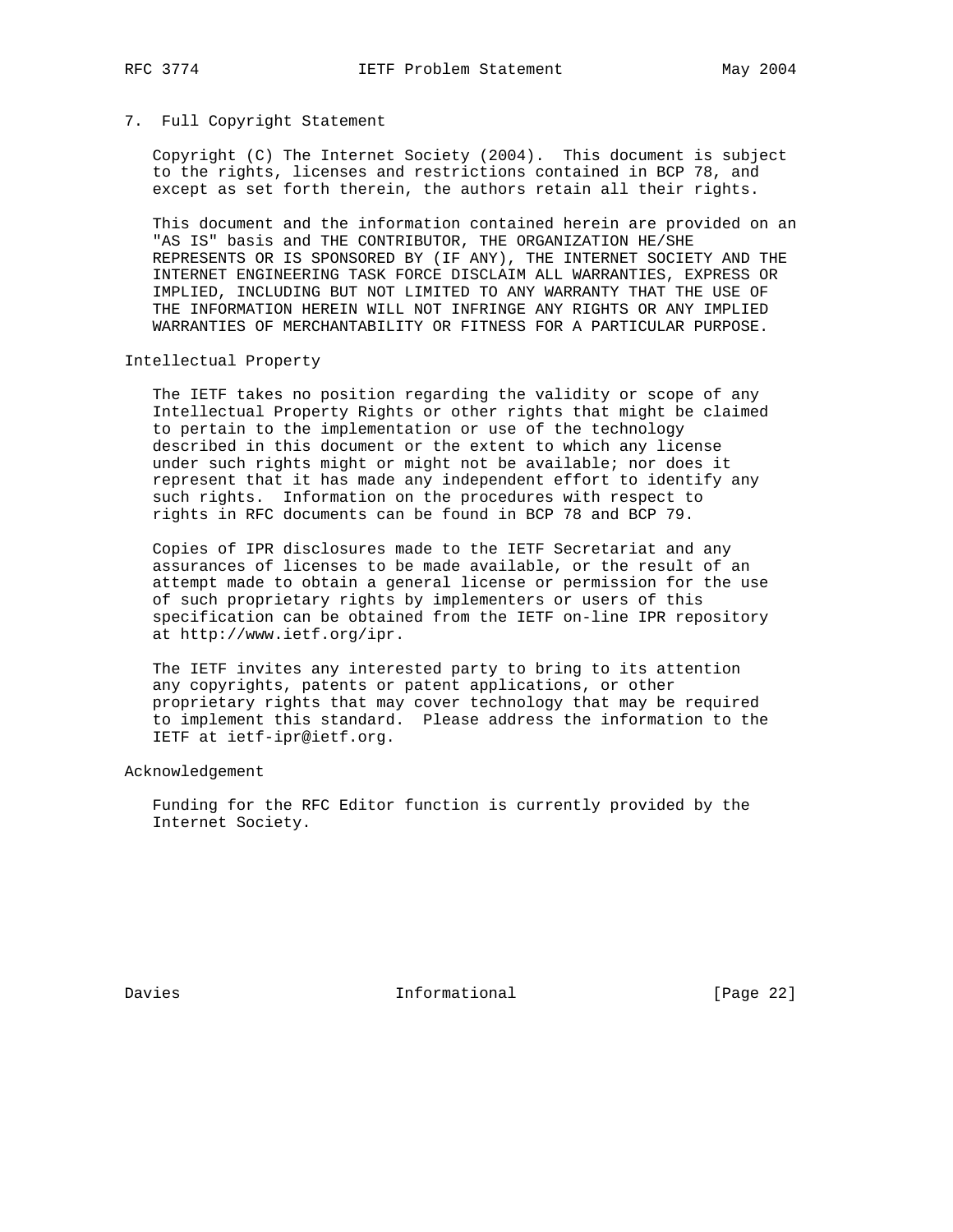## 7. Full Copyright Statement

Copyright (C) The Internet Society (2004). This document is subject to the rights, licenses and restrictions contained in BCP 78, and except as set forth therein, the authors retain all their rights.

This document and the information contained herein are provided on an "AS IS" basis and THE CONTRIBUTOR, THE ORGANIZATION HE/SHE REPRESENTS OR IS SPONSORED BY (IF ANY), THE INTERNET SOCIETY AND THE INTERNET ENGINEERING TASK FORCE DISCLAIM ALL WARRANTIES, EXPRESS OR IMPLIED, INCLUDING BUT NOT LIMITED TO ANY WARRANTY THAT THE USE OF THE INFORMATION HEREIN WILL NOT INFRINGE ANY RIGHTS OR ANY IMPLIED WARRANTIES OF MERCHANTABILITY OR FITNESS FOR A PARTICULAR PURPOSE.

## Intellectual Property

The IETF takes no position regarding the validity or scope of any Intellectual Property Rights or other rights that might be claimed to pertain to the implementation or use of the technology described in this document or the extent to which any license under such rights might or might not be available; nor does it represent that it has made any independent effort to identify any such rights. Information on the procedures with respect to rights in RFC documents can be found in BCP 78 and BCP 79.

Copies of IPR disclosures made to the IETF Secretariat and any assurances of licenses to be made available, or the result of an attempt made to obtain a general license or permission for the use of such proprietary rights by implementers or users of this specification can be obtained from the IETF on-line IPR repository at http://www.ietf.org/ipr.

The IETF invites any interested party to bring to its attention any copyrights, patents or patent applications, or other proprietary rights that may cover technology that may be required to implement this standard. Please address the information to the IETF at ietf-ipr@ietf.org.

## Acknowledgement

Funding for the RFC Editor function is currently provided by the Internet Society.